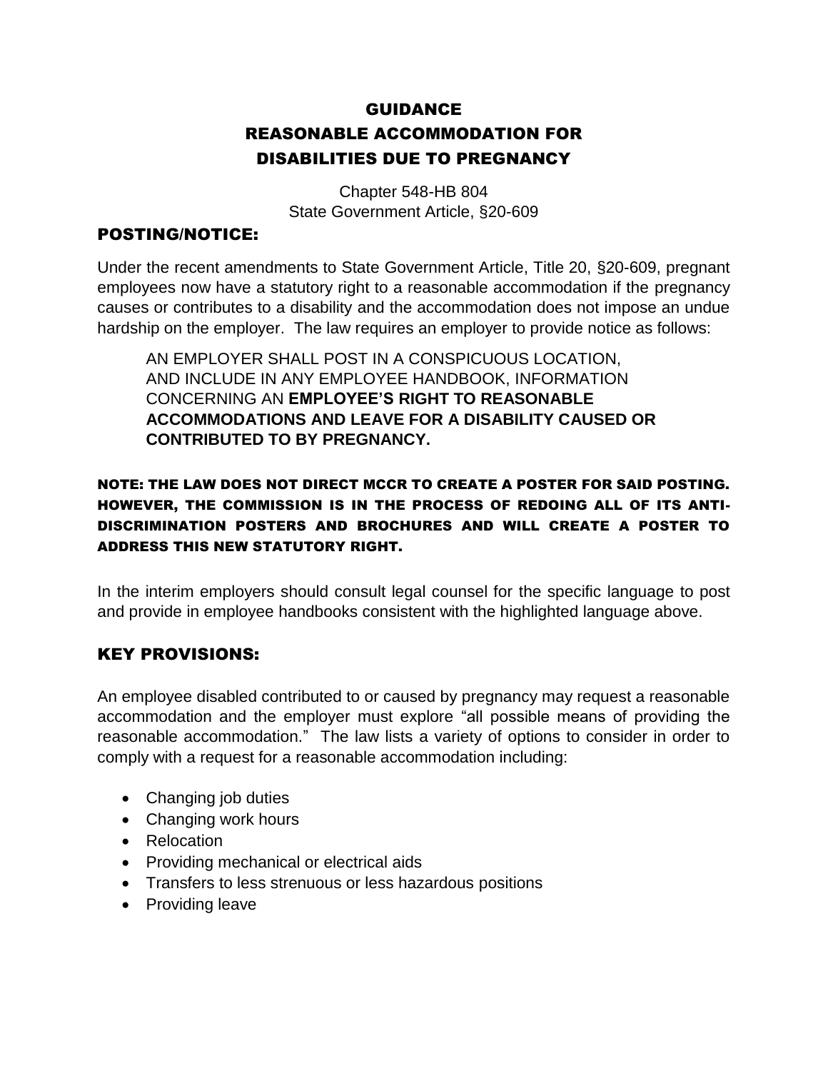# GUIDANCE
# REASONABLE ACCOMMODATION FOR DISABILITIES DUE TO PREGNANCY

Chapter 548-HB 804
State Government Article, §20-609

## POSTING/NOTICE:

Under the recent amendments to State Government Article, Title 20, §20-609, pregnant employees now have a statutory right to a reasonable accommodation if the pregnancy causes or contributes to a disability and the accommodation does not impose an undue hardship on the employer. The law requires an employer to provide notice as follows:

> AN EMPLOYER SHALL POST IN A CONSPICUOUS LOCATION, AND INCLUDE IN ANY EMPLOYEE HANDBOOK, INFORMATION CONCERNING AN **EMPLOYEE'S RIGHT TO REASONABLE ACCOMMODATIONS AND LEAVE FOR A DISABILITY CAUSED OR CONTRIBUTED TO BY PREGNANCY.**

**NOTE: THE LAW DOES NOT DIRECT MCCR TO CREATE A POSTER FOR SAID POSTING. HOWEVER, THE COMMISSION IS IN THE PROCESS OF REDOING ALL OF ITS ANTI-DISCRIMINATION POSTERS AND BROCHURES AND WILL CREATE A POSTER TO ADDRESS THIS NEW STATUTORY RIGHT.**

In the interim employers should consult legal counsel for the specific language to post and provide in employee handbooks consistent with the highlighted language above.

## KEY PROVISIONS:

An employee disabled contributed to or caused by pregnancy may request a reasonable accommodation and the employer must explore "all possible means of providing the reasonable accommodation." The law lists a variety of options to consider in order to comply with a request for a reasonable accommodation including:

- Changing job duties
- Changing work hours
- Relocation
- Providing mechanical or electrical aids
- Transfers to less strenuous or less hazardous positions
- Providing leave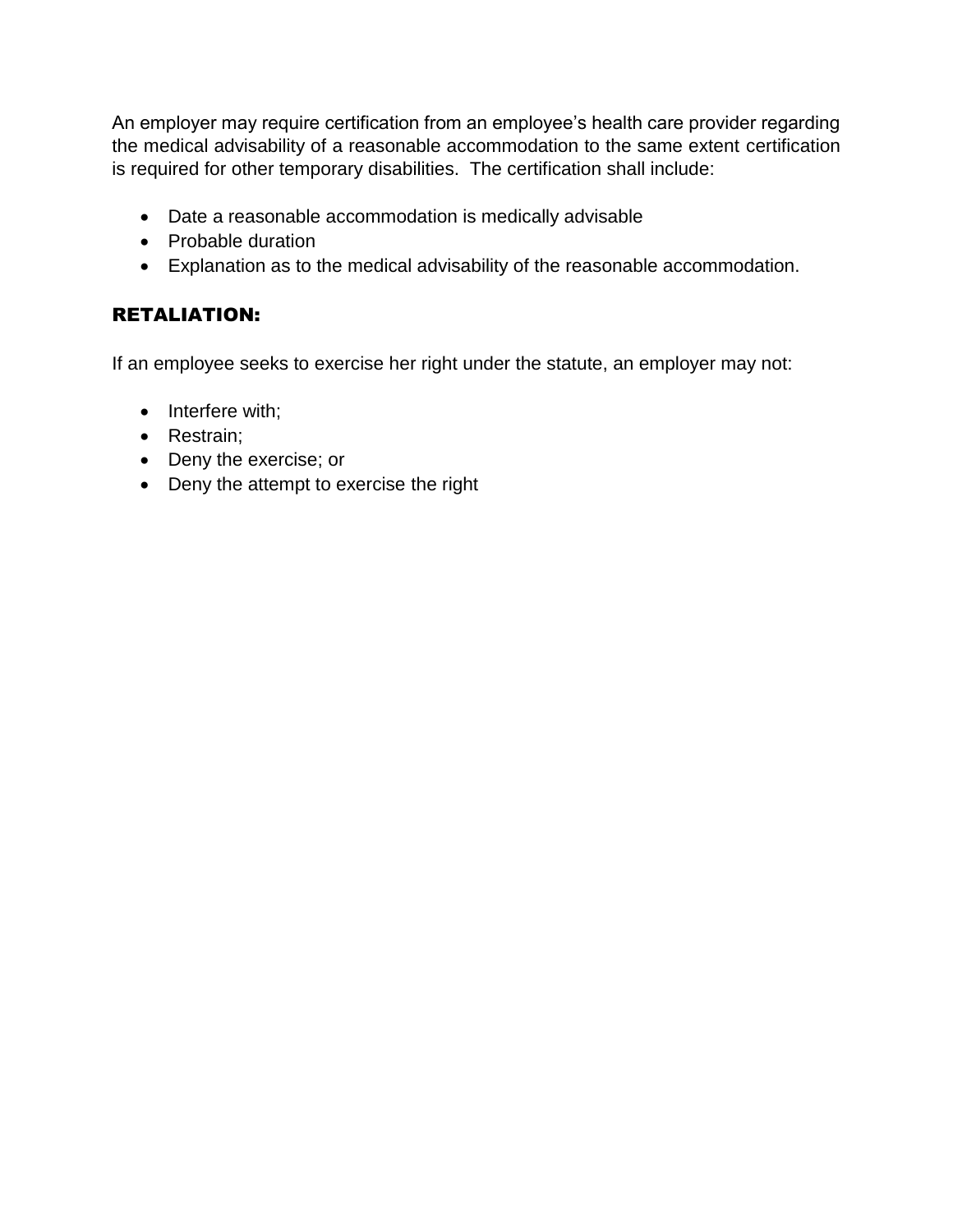An employer may require certification from an employee's health care provider regarding the medical advisability of a reasonable accommodation to the same extent certification is required for other temporary disabilities. The certification shall include:

- Date a reasonable accommodation is medically advisable
- Probable duration
- Explanation as to the medical advisability of the reasonable accommodation.

## RETALIATION:

If an employee seeks to exercise her right under the statute, an employer may not:

- Interfere with;
- Restrain;
- Deny the exercise; or
- Deny the attempt to exercise the right